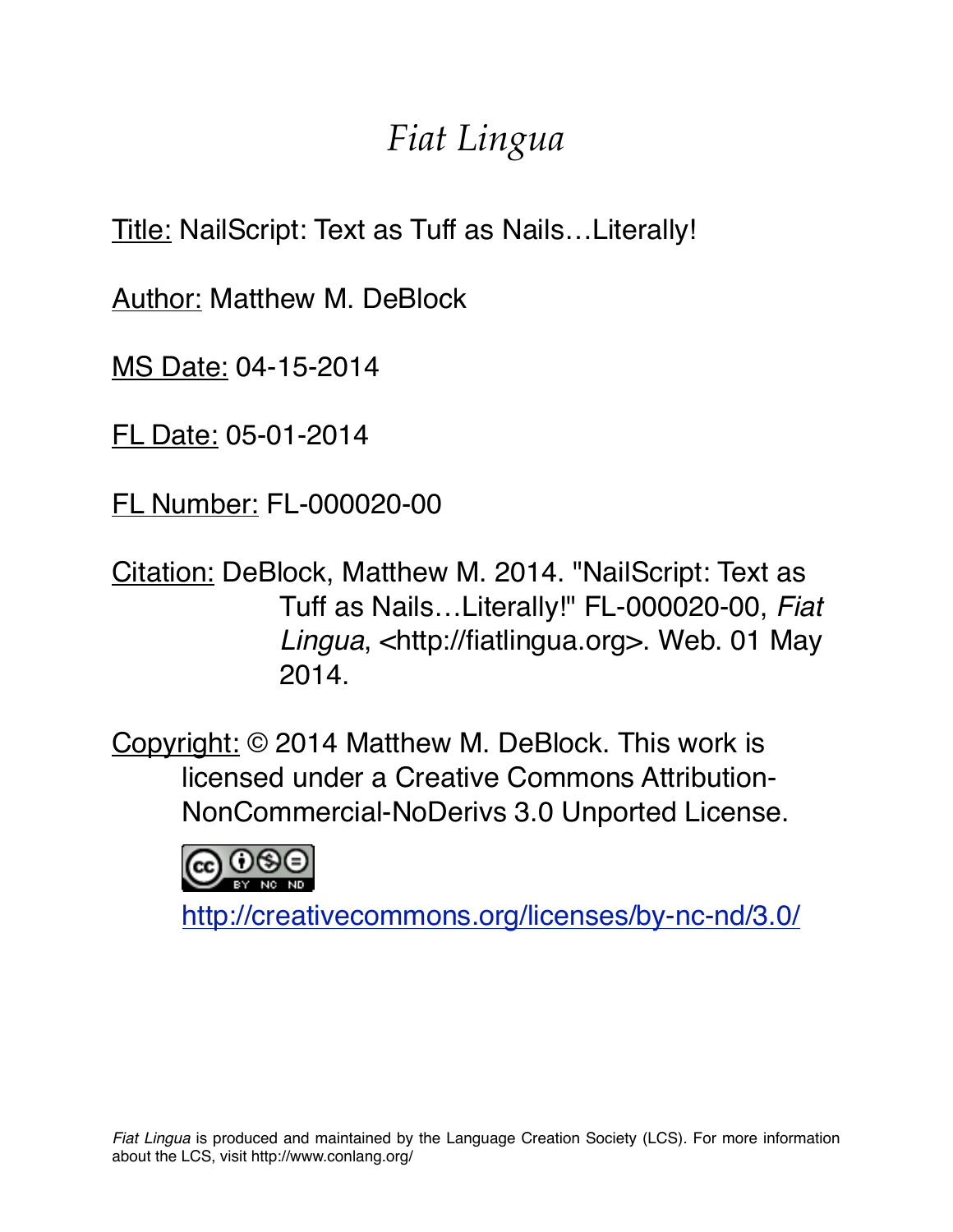# *Fiat Lingua*

Title: NailScript: Text as Tuff as Nails…Literally!

Author: Matthew M. DeBlock

MS Date: 04-15-2014

FL Date: 05-01-2014

FL Number: FL-000020-00

Citation: DeBlock, Matthew M. 2014. "NailScript: Text as Tuff as Nails…Literally!" FL-000020-00, *Fiat Lingua*, <http://fiatlingua.org>. Web. 01 May 2014.

Copyright: © 2014 Matthew M. DeBlock. This work is licensed under a Creative Commons Attribution-NonCommercial-NoDerivs 3.0 Unported License.

http://creativecommons.org/licenses/by-nc-nd/3.0/

*Fiat Lingua* is produced and maintained by the Language Creation Society (LCS). For more information about the LCS, visit http://www.conlang.org/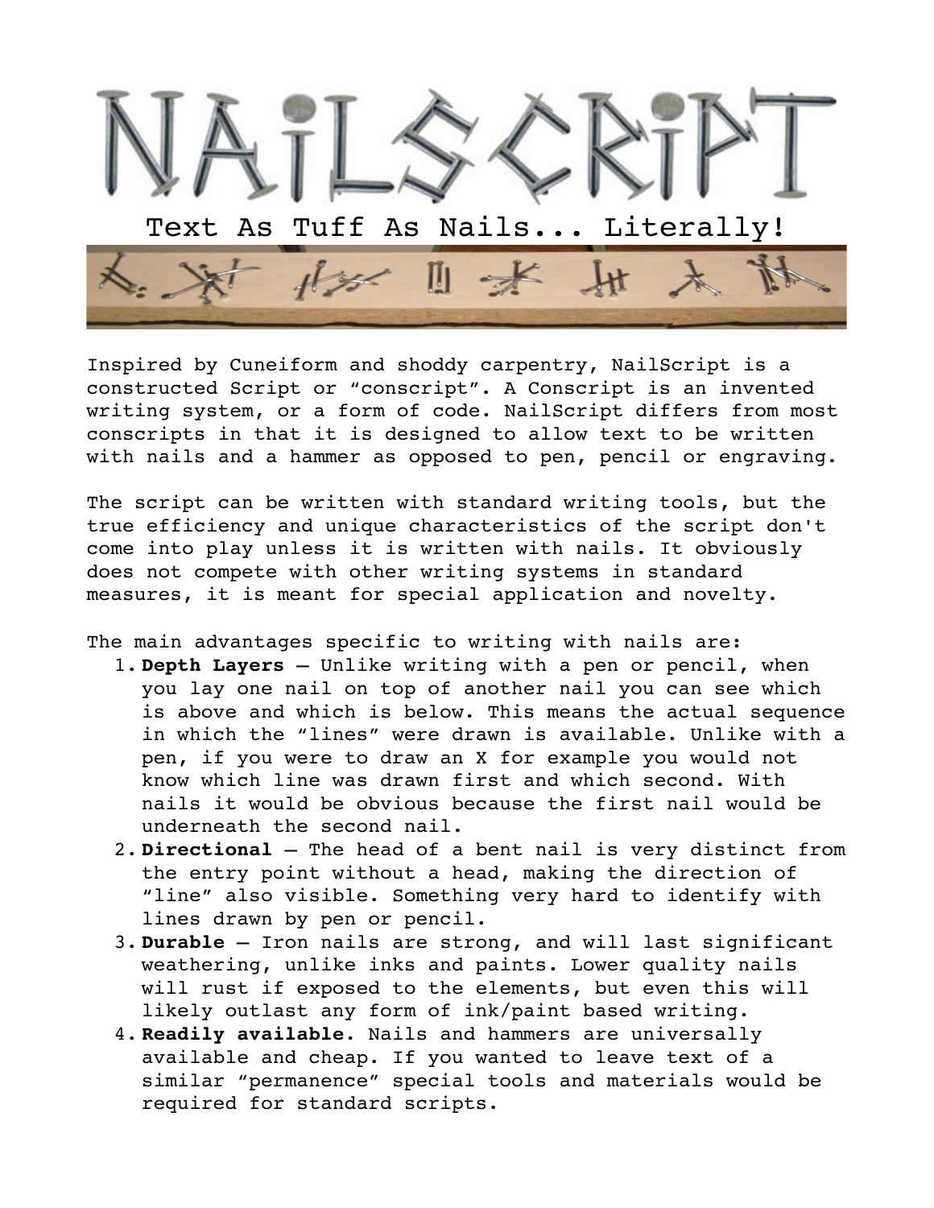# NAiLSCRiPT

Text As Tuff As Nails... Literally!

Inspired by Cuneiform and shoddy carpentry, NailScript is a constructed Script or “conscript”. A Conscript is an invented writing system, or a form of code. NailScript differs from most conscripts in that it is designed to allow text to be written with nails and a hammer as opposed to pen, pencil or engraving.

The script can be written with standard writing tools, but the true efficiency and unique characteristics of the script don't come into play unless it is written with nails. It obviously does not compete with other writing systems in standard measures, it is meant for special application and novelty.

The main advantages specific to writing with nails are:

1. **Depth Layers** – Unlike writing with a pen or pencil, when you lay one nail on top of another nail you can see which is above and which is below. This means the actual sequence in which the “lines” were drawn is available. Unlike with a pen, if you were to draw an X for example you would not know which line was drawn first and which second. With nails it would be obvious because the first nail would be underneath the second nail.
2. **Directional** – The head of a bent nail is very distinct from the entry point without a head, making the direction of “line” also visible. Something very hard to identify with lines drawn by pen or pencil.
3. **Durable** – Iron nails are strong, and will last significant weathering, unlike inks and paints. Lower quality nails will rust if exposed to the elements, but even this will likely outlast any form of ink/paint based writing.
4. **Readily available.** Nails and hammers are universally available and cheap. If you wanted to leave text of a similar “permanence” special tools and materials would be required for standard scripts.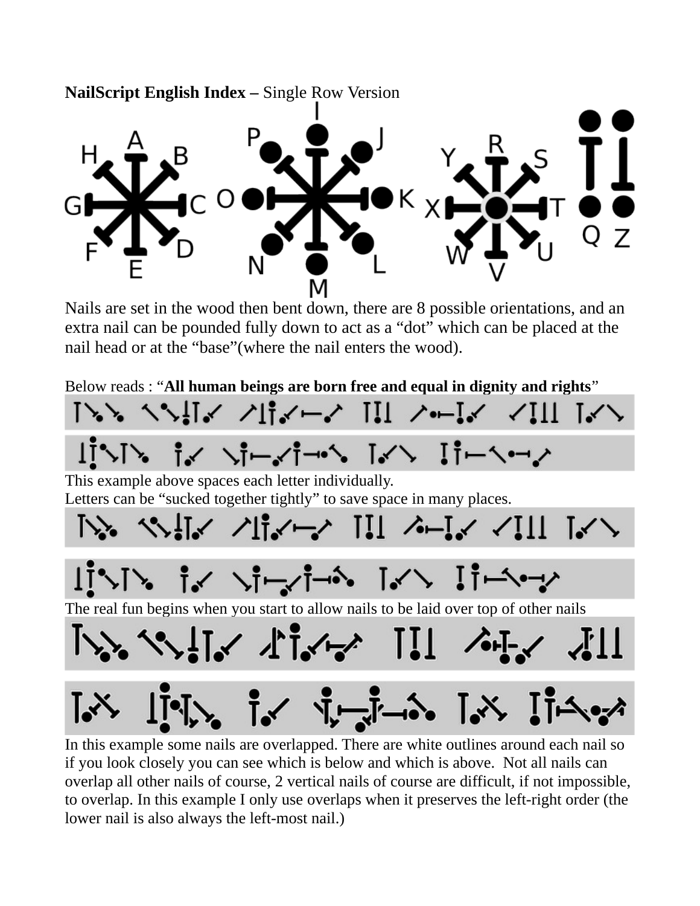**NailScript English Index –** Single Row Version

Nails are set in the wood then bent down, there are 8 possible orientations, and an extra nail can be pounded fully down to act as a "dot" which can be placed at the nail head or at the "base"(where the nail enters the wood).

Below reads : "**All human beings are born free and equal in dignity and rights**"

This example above spaces each letter individually.
Letters can be "sucked together tightly" to save space in many places.

The real fun begins when you start to allow nails to be laid over top of other nails

In this example some nails are overlapped. There are white outlines around each nail so if you look closely you can see which is below and which is above. Not all nails can overlap all other nails of course, 2 vertical nails of course are difficult, if not impossible, to overlap. In this example I only use overlaps when it preserves the left-right order (the lower nail is also always the left-most nail.)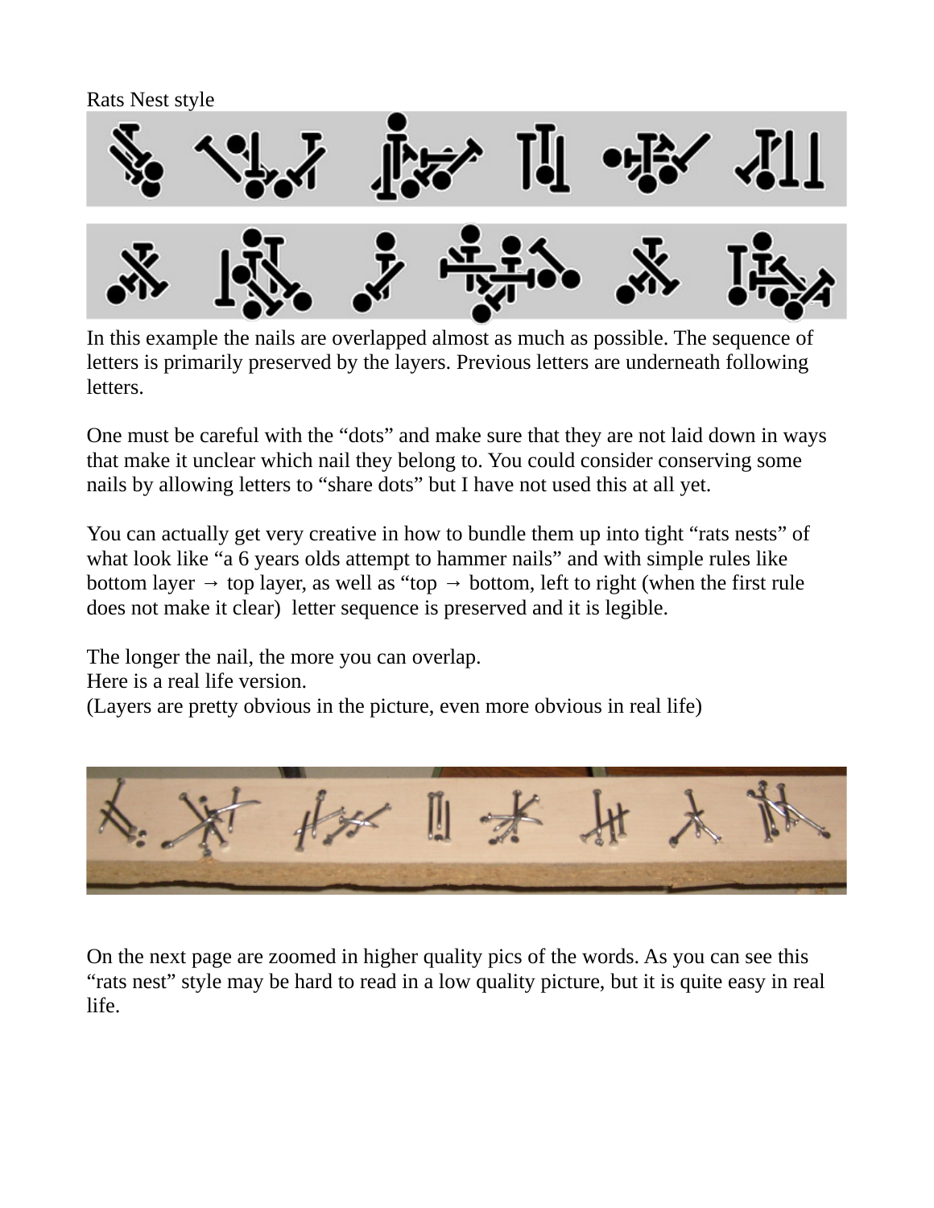Rats Nest style

In this example the nails are overlapped almost as much as possible. The sequence of letters is primarily preserved by the layers. Previous letters are underneath following letters.

One must be careful with the “dots” and make sure that they are not laid down in ways that make it unclear which nail they belong to. You could consider conserving some nails by allowing letters to “share dots” but I have not used this at all yet.

You can actually get very creative in how to bundle them up into tight “rats nests” of what look like “a 6 years olds attempt to hammer nails” and with simple rules like bottom layer → top layer, as well as “top → bottom, left to right (when the first rule does not make it clear) letter sequence is preserved and it is legible.

The longer the nail, the more you can overlap.
Here is a real life version.
(Layers are pretty obvious in the picture, even more obvious in real life)

On the next page are zoomed in higher quality pics of the words. As you can see this “rats nest” style may be hard to read in a low quality picture, but it is quite easy in real life.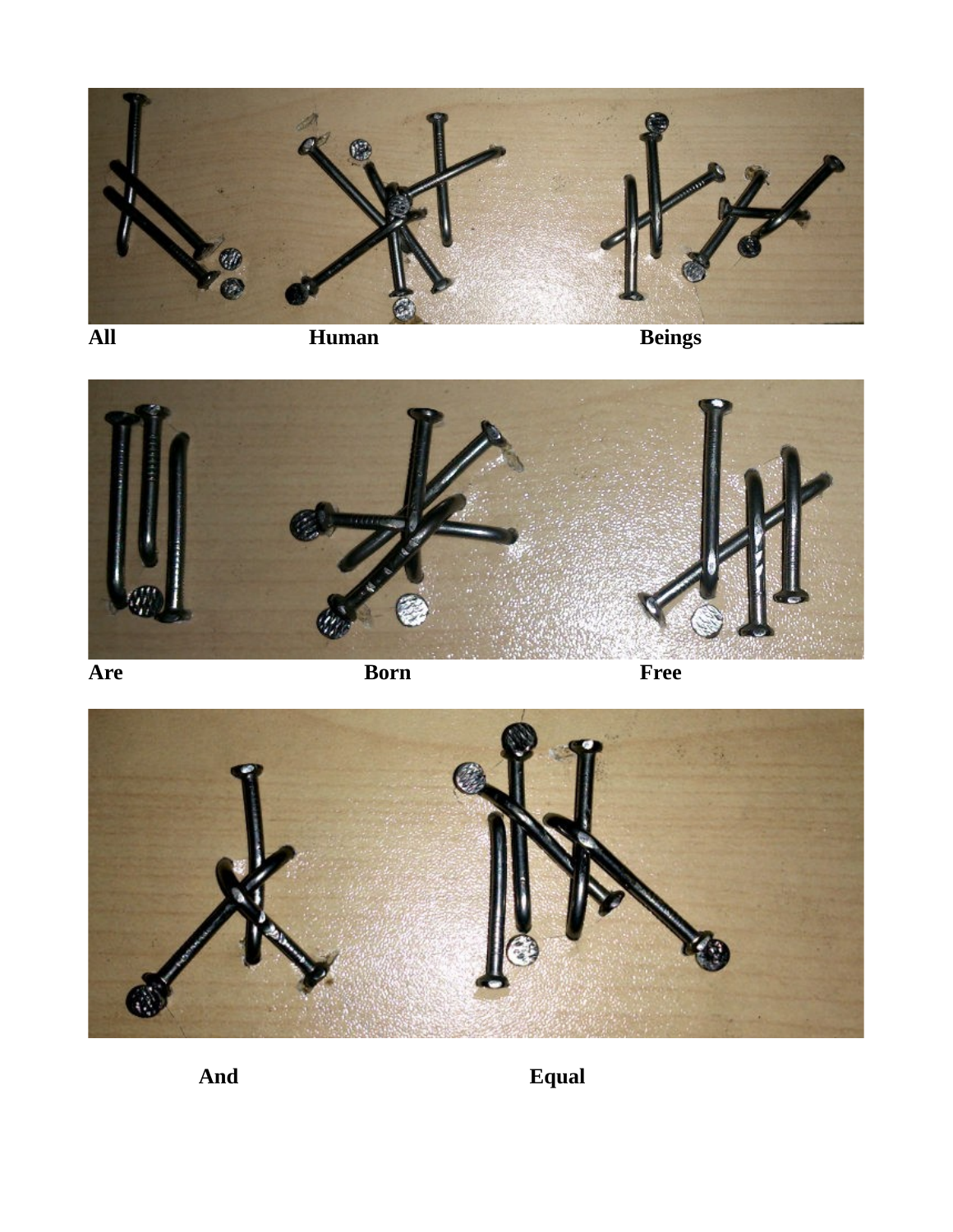**All** **Human** **Beings**

**Are** **Born** **Free**

**And** **Equal**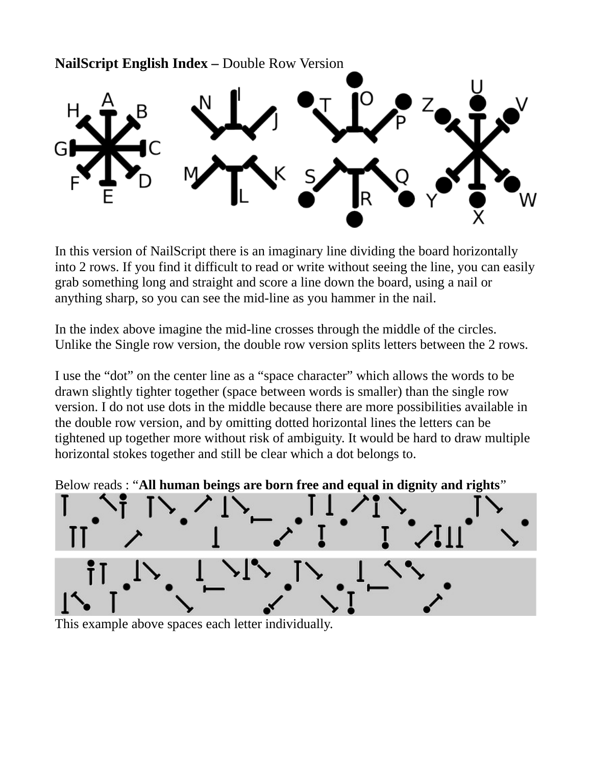**NailScript English Index –** Double Row Version

In this version of NailScript there is an imaginary line dividing the board horizontally into 2 rows. If you find it difficult to read or write without seeing the line, you can easily grab something long and straight and score a line down the board, using a nail or anything sharp, so you can see the mid-line as you hammer in the nail.

In the index above imagine the mid-line crosses through the middle of the circles. Unlike the Single row version, the double row version splits letters between the 2 rows.

I use the "dot" on the center line as a "space character" which allows the words to be drawn slightly tighter together (space between words is smaller) than the single row version. I do not use dots in the middle because there are more possibilities available in the double row version, and by omitting dotted horizontal lines the letters can be tightened up together more without risk of ambiguity. It would be hard to draw multiple horizontal stokes together and still be clear which a dot belongs to.

Below reads : "**All human beings are born free and equal in dignity and rights**"

This example above spaces each letter individually.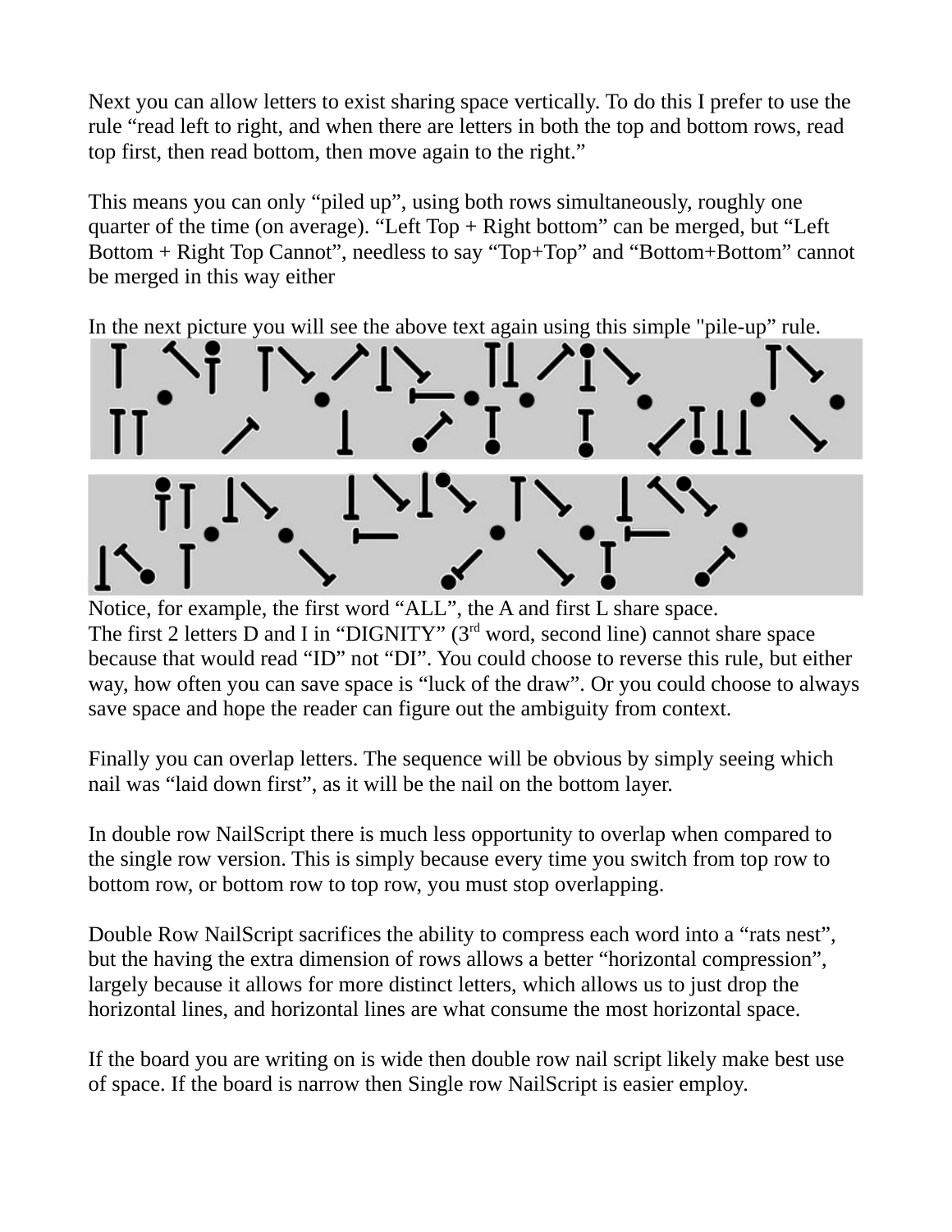Next you can allow letters to exist sharing space vertically. To do this I prefer to use the rule "read left to right, and when there are letters in both the top and bottom rows, read top first, then read bottom, then move again to the right."

This means you can only "piled up", using both rows simultaneously, roughly one quarter of the time (on average). "Left Top + Right bottom" can be merged, but "Left Bottom + Right Top Cannot", needless to say "Top+Top" and "Bottom+Bottom" cannot be merged in this way either

In the next picture you will see the above text again using this simple "pile-up" rule.

Notice, for example, the first word "ALL", the A and first L share space.
The first 2 letters D and I in "DIGNITY" (3rd word, second line) cannot share space because that would read "ID" not "DI". You could choose to reverse this rule, but either way, how often you can save space is "luck of the draw". Or you could choose to always save space and hope the reader can figure out the ambiguity from context.

Finally you can overlap letters. The sequence will be obvious by simply seeing which nail was "laid down first", as it will be the nail on the bottom layer.

In double row NailScript there is much less opportunity to overlap when compared to the single row version. This is simply because every time you switch from top row to bottom row, or bottom row to top row, you must stop overlapping.

Double Row NailScript sacrifices the ability to compress each word into a "rats nest", but the having the extra dimension of rows allows a better "horizontal compression", largely because it allows for more distinct letters, which allows us to just drop the horizontal lines, and horizontal lines are what consume the most horizontal space.

If the board you are writing on is wide then double row nail script likely make best use of space. If the board is narrow then Single row NailScript is easier employ.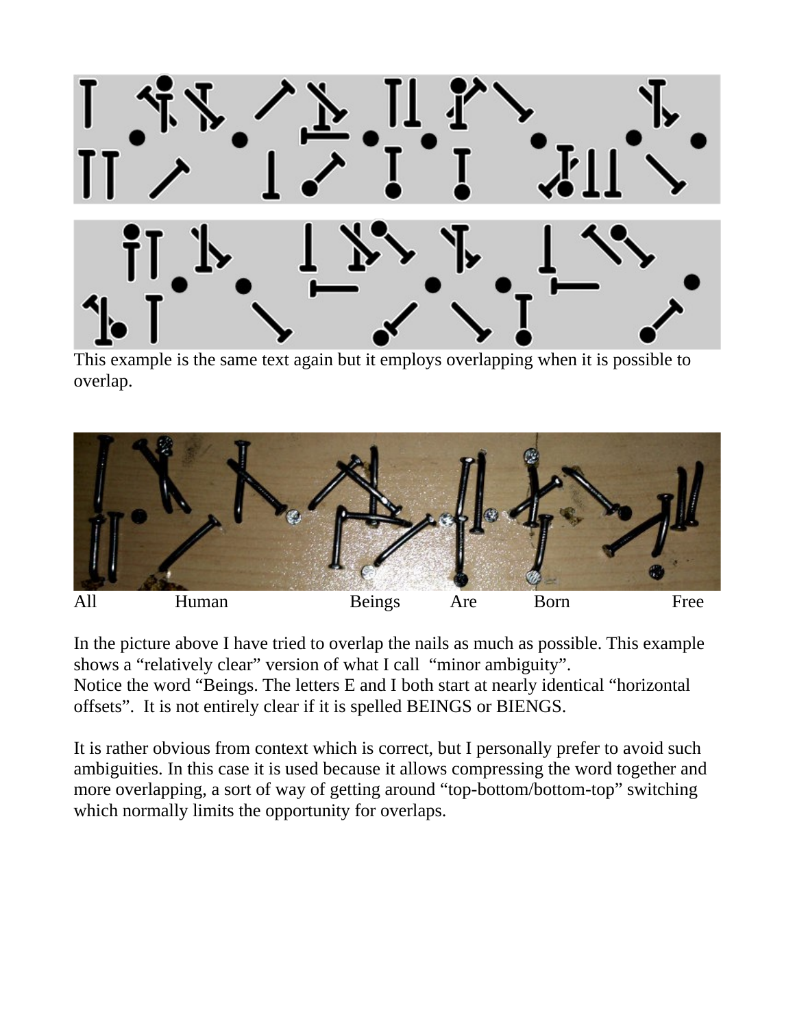This example is the same text again but it employs overlapping when it is possible to overlap.

All Human Beings Are Born Free

In the picture above I have tried to overlap the nails as much as possible. This example shows a “relatively clear” version of what I call “minor ambiguity”.
Notice the word “Beings. The letters E and I both start at nearly identical “horizontal offsets”. It is not entirely clear if it is spelled BEINGS or BIENGS.

It is rather obvious from context which is correct, but I personally prefer to avoid such ambiguities. In this case it is used because it allows compressing the word together and more overlapping, a sort of way of getting around “top-bottom/bottom-top” switching which normally limits the opportunity for overlaps.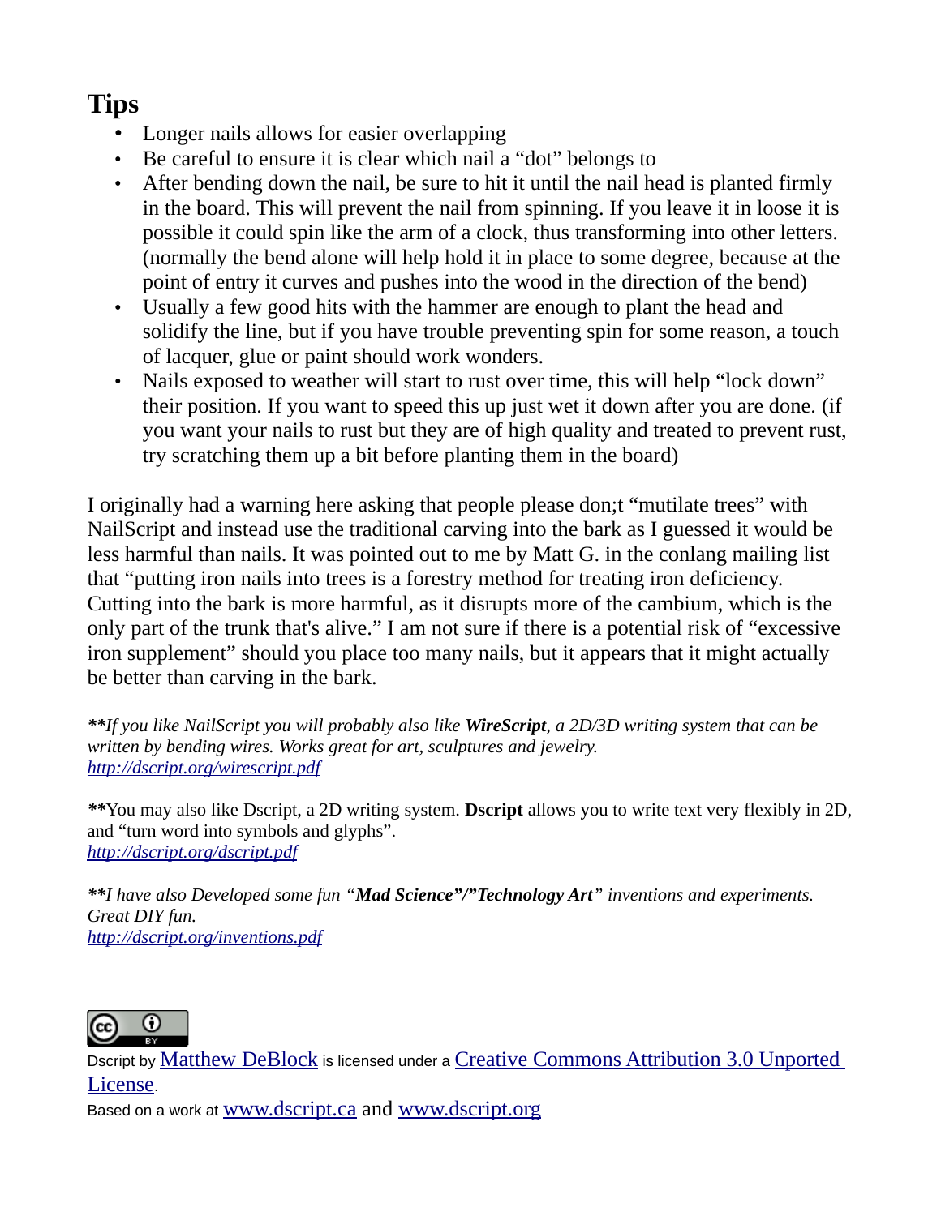## Tips

- Longer nails allows for easier overlapping
- Be careful to ensure it is clear which nail a "dot" belongs to
- After bending down the nail, be sure to hit it until the nail head is planted firmly in the board. This will prevent the nail from spinning. If you leave it in loose it is possible it could spin like the arm of a clock, thus transforming into other letters. (normally the bend alone will help hold it in place to some degree, because at the point of entry it curves and pushes into the wood in the direction of the bend)
- Usually a few good hits with the hammer are enough to plant the head and solidify the line, but if you have trouble preventing spin for some reason, a touch of lacquer, glue or paint should work wonders.
- Nails exposed to weather will start to rust over time, this will help "lock down" their position. If you want to speed this up just wet it down after you are done. (if you want your nails to rust but they are of high quality and treated to prevent rust, try scratching them up a bit before planting them in the board)

I originally had a warning here asking that people please don;t "mutilate trees" with NailScript and instead use the traditional carving into the bark as I guessed it would be less harmful than nails. It was pointed out to me by Matt G. in the conlang mailing list that "putting iron nails into trees is a forestry method for treating iron deficiency. Cutting into the bark is more harmful, as it disrupts more of the cambium, which is the only part of the trunk that's alive." I am not sure if there is a potential risk of "excessive iron supplement" should you place too many nails, but it appears that it might actually be better than carving in the bark.

***\*\*If you like NailScript you will probably also like **WireScript**, a 2D/3D writing system that can be written by bending wires. Works great for art, sculptures and jewelry.*
*http://dscript.org/wirescript.pdf*

**\*\***You may also like Dscript, a 2D writing system. **Dscript** allows you to write text very flexibly in 2D, and "turn word into symbols and glyphs".
*http://dscript.org/dscript.pdf*

***\*\*I have also Developed some fun "**Mad Science"/"Technology Art**" inventions and experiments. Great DIY fun.*
*http://dscript.org/inventions.pdf*

Dscript by Matthew DeBlock is licensed under a Creative Commons Attribution 3.0 Unported License.
Based on a work at www.dscript.ca and www.dscript.org